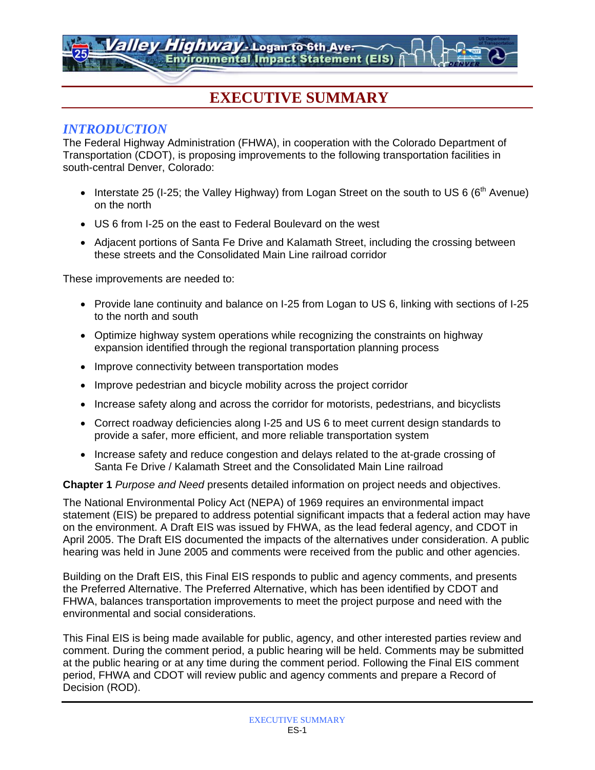# EXECUTIVE SUMMARY

## INTRODUCTION

The Federal Highway Administration (FHWA), in cooperation with the Colorado Department of Transportation (CDOT), is proposing improvements to the following transportation facilities in south-central Denver, Colorado:

- Interstate 25 (I-25; the Valley Highway) from Logan Street on the south to US 6 (6th Avenue) on the north
- US 6 from I-25 on the east to Federal Boulevard on the west
- Adjacent portions of Santa Fe Drive and Kalamath Street, including the crossing between these streets and the Consolidated Main Line railroad corridor

These improvements are needed to:

- Provide lane continuity and balance on I-25 from Logan to US 6, linking with sections of I-25 to the north and south
- Optimize highway system operations while recognizing the constraints on highway expansion identified through the regional transportation planning process
- Improve connectivity between transportation modes
- Improve pedestrian and bicycle mobility across the project corridor
- Increase safety along and across the corridor for motorists, pedestrians, and bicyclists
- Correct roadway deficiencies along I-25 and US 6 to meet current design standards to provide a safer, more efficient, and more reliable transportation system
- Increase safety and reduce congestion and delays related to the at-grade crossing of Santa Fe Drive / Kalamath Street and the Consolidated Main Line railroad

**Chapter 1** *Purpose and Need* presents detailed information on project needs and objectives.

The National Environmental Policy Act (NEPA) of 1969 requires an environmental impact statement (EIS) be prepared to address potential significant impacts that a federal action may have on the environment. A Draft EIS was issued by FHWA, as the lead federal agency, and CDOT in April 2005. The Draft EIS documented the impacts of the alternatives under consideration. A public hearing was held in June 2005 and comments were received from the public and other agencies.

Building on the Draft EIS, this Final EIS responds to public and agency comments, and presents the Preferred Alternative. The Preferred Alternative, which has been identified by CDOT and FHWA, balances transportation improvements to meet the project purpose and need with the environmental and social considerations.

This Final EIS is being made available for public, agency, and other interested parties review and comment. During the comment period, a public hearing will be held. Comments may be submitted at the public hearing or at any time during the comment period. Following the Final EIS comment period, FHWA and CDOT will review public and agency comments and prepare a Record of Decision (ROD).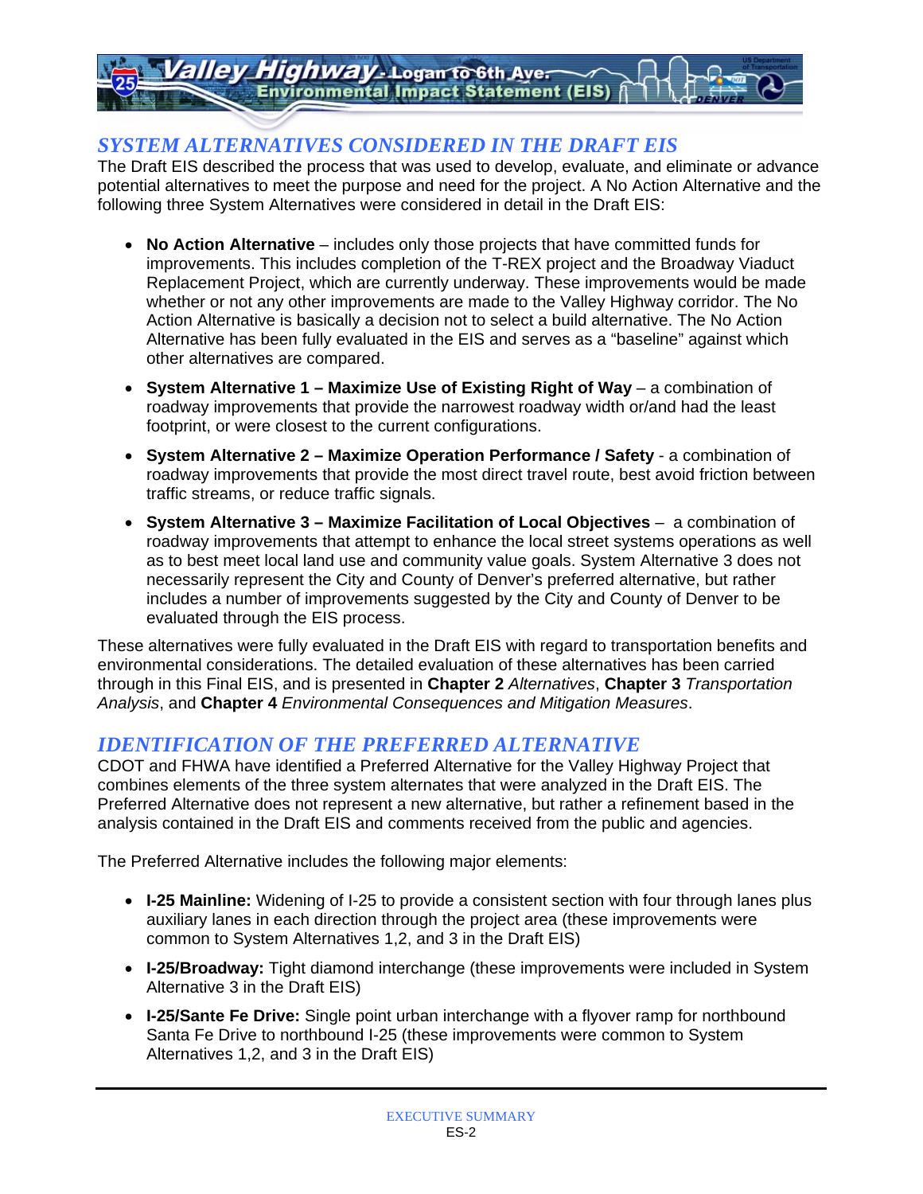## SYSTEM ALTERNATIVES CONSIDERED IN THE DRAFT EIS

The Draft EIS described the process that was used to develop, evaluate, and eliminate or advance potential alternatives to meet the purpose and need for the project. A No Action Alternative and the following three System Alternatives were considered in detail in the Draft EIS:

- **No Action Alternative** – includes only those projects that have committed funds for improvements. This includes completion of the T-REX project and the Broadway Viaduct Replacement Project, which are currently underway. These improvements would be made whether or not any other improvements are made to the Valley Highway corridor. The No Action Alternative is basically a decision not to select a build alternative. The No Action Alternative has been fully evaluated in the EIS and serves as a "baseline" against which other alternatives are compared.
- **System Alternative 1 – Maximize Use of Existing Right of Way** – a combination of roadway improvements that provide the narrowest roadway width or/and had the least footprint, or were closest to the current configurations.
- **System Alternative 2 – Maximize Operation Performance / Safety** - a combination of roadway improvements that provide the most direct travel route, best avoid friction between traffic streams, or reduce traffic signals.
- **System Alternative 3 – Maximize Facilitation of Local Objectives** – a combination of roadway improvements that attempt to enhance the local street systems operations as well as to best meet local land use and community value goals. System Alternative 3 does not necessarily represent the City and County of Denver's preferred alternative, but rather includes a number of improvements suggested by the City and County of Denver to be evaluated through the EIS process.

These alternatives were fully evaluated in the Draft EIS with regard to transportation benefits and environmental considerations. The detailed evaluation of these alternatives has been carried through in this Final EIS, and is presented in **Chapter 2** *Alternatives*, **Chapter 3** *Transportation Analysis*, and **Chapter 4** *Environmental Consequences and Mitigation Measures*.

## IDENTIFICATION OF THE PREFERRED ALTERNATIVE

CDOT and FHWA have identified a Preferred Alternative for the Valley Highway Project that combines elements of the three system alternates that were analyzed in the Draft EIS. The Preferred Alternative does not represent a new alternative, but rather a refinement based in the analysis contained in the Draft EIS and comments received from the public and agencies.

The Preferred Alternative includes the following major elements:

- **I-25 Mainline:** Widening of I-25 to provide a consistent section with four through lanes plus auxiliary lanes in each direction through the project area (these improvements were common to System Alternatives 1,2, and 3 in the Draft EIS)
- **I-25/Broadway:** Tight diamond interchange (these improvements were included in System Alternative 3 in the Draft EIS)
- **I-25/Sante Fe Drive:** Single point urban interchange with a flyover ramp for northbound Santa Fe Drive to northbound I-25 (these improvements were common to System Alternatives 1,2, and 3 in the Draft EIS)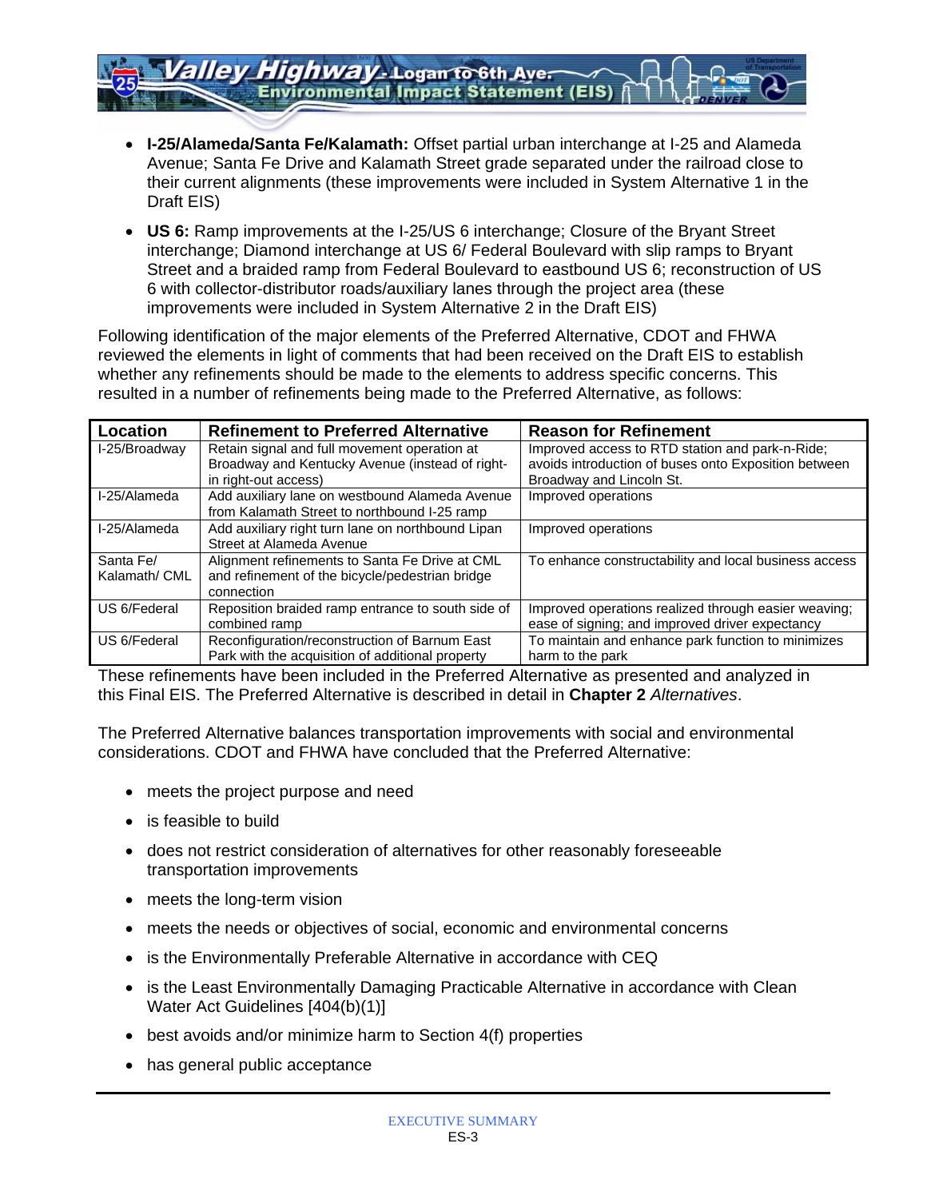- **I-25/Alameda/Santa Fe/Kalamath:** Offset partial urban interchange at I-25 and Alameda Avenue; Santa Fe Drive and Kalamath Street grade separated under the railroad close to their current alignments (these improvements were included in System Alternative 1 in the Draft EIS)
- **US 6:** Ramp improvements at the I-25/US 6 interchange; Closure of the Bryant Street interchange; Diamond interchange at US 6/ Federal Boulevard with slip ramps to Bryant Street and a braided ramp from Federal Boulevard to eastbound US 6; reconstruction of US 6 with collector-distributor roads/auxiliary lanes through the project area (these improvements were included in System Alternative 2 in the Draft EIS)

Following identification of the major elements of the Preferred Alternative, CDOT and FHWA reviewed the elements in light of comments that had been received on the Draft EIS to establish whether any refinements should be made to the elements to address specific concerns. This resulted in a number of refinements being made to the Preferred Alternative, as follows:

| Location | Refinement to Preferred Alternative | Reason for Refinement |
|---|---|---|
| I-25/Broadway | Retain signal and full movement operation at Broadway and Kentucky Avenue (instead of right-in right-out access) | Improved access to RTD station and park-n-Ride; avoids introduction of buses onto Exposition between Broadway and Lincoln St. |
| I-25/Alameda | Add auxiliary lane on westbound Alameda Avenue from Kalamath Street to northbound I-25 ramp | Improved operations |
| I-25/Alameda | Add auxiliary right turn lane on northbound Lipan Street at Alameda Avenue | Improved operations |
| Santa Fe/ Kalamath/ CML | Alignment refinements to Santa Fe Drive at CML and refinement of the bicycle/pedestrian bridge connection | To enhance constructability and local business access |
| US 6/Federal | Reposition braided ramp entrance to south side of combined ramp | Improved operations realized through easier weaving; ease of signing; and improved driver expectancy |
| US 6/Federal | Reconfiguration/reconstruction of Barnum East Park with the acquisition of additional property | To maintain and enhance park function to minimizes harm to the park |

These refinements have been included in the Preferred Alternative as presented and analyzed in this Final EIS. The Preferred Alternative is described in detail in **Chapter 2** *Alternatives*.

The Preferred Alternative balances transportation improvements with social and environmental considerations. CDOT and FHWA have concluded that the Preferred Alternative:

- meets the project purpose and need
- is feasible to build
- does not restrict consideration of alternatives for other reasonably foreseeable transportation improvements
- meets the long-term vision
- meets the needs or objectives of social, economic and environmental concerns
- is the Environmentally Preferable Alternative in accordance with CEQ
- is the Least Environmentally Damaging Practicable Alternative in accordance with Clean Water Act Guidelines [404(b)(1)]
- best avoids and/or minimize harm to Section 4(f) properties
- has general public acceptance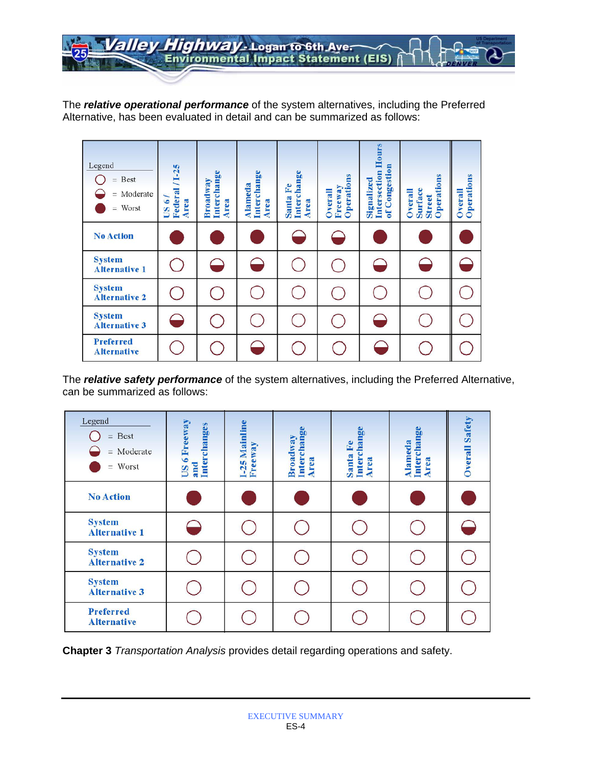The ***relative operational performance*** of the system alternatives, including the Preferred Alternative, has been evaluated in detail and can be summarized as follows:

Legend: ○ = Best; ◒ = Moderate; ● = Worst

| | US 6 / Federal / I-25 Area | Broadway Interchange Area | Alameda Interchange Area | Santa Fe Interchange Area | Overall Freeway Operations | Signalized Intersection Hours of Congestion | Overall Surface Street Operations | Overall Operations |
|---|---|---|---|---|---|---|---|---|
| **No Action** | ● | ● | ● | ◒ | ◒ | ● | ● | ● |
| **System Alternative 1** | ○ | ◒ | ◒ | ○ | ○ | ◒ | ◒ | ◒ |
| **System Alternative 2** | ○ | ○ | ○ | ○ | ○ | ○ | ○ | ○ |
| **System Alternative 3** | ◒ | ○ | ○ | ○ | ○ | ◒ | ○ | ○ |
| **Preferred Alternative** | ○ | ○ | ◒ | ○ | ○ | ◒ | ○ | ○ |

The ***relative safety performance*** of the system alternatives, including the Preferred Alternative, can be summarized as follows:

Legend: ○ = Best; ◒ = Moderate; ● = Worst

| | US 6 Freeway and Interchanges | I-25 Mainline Freeway | Broadway Interchange Area | Santa Fe Interchange Area | Alameda Interchange Area | Overall Safety |
|---|---|---|---|---|---|---|
| **No Action** | ● | ● | ● | ● | ● | ● |
| **System Alternative 1** | ◒ | ○ | ○ | ○ | ○ | ◒ |
| **System Alternative 2** | ○ | ○ | ○ | ○ | ○ | ○ |
| **System Alternative 3** | ○ | ○ | ○ | ○ | ○ | ○ |
| **Preferred Alternative** | ○ | ○ | ○ | ○ | ○ | ○ |

**Chapter 3** *Transportation Analysis* provides detail regarding operations and safety.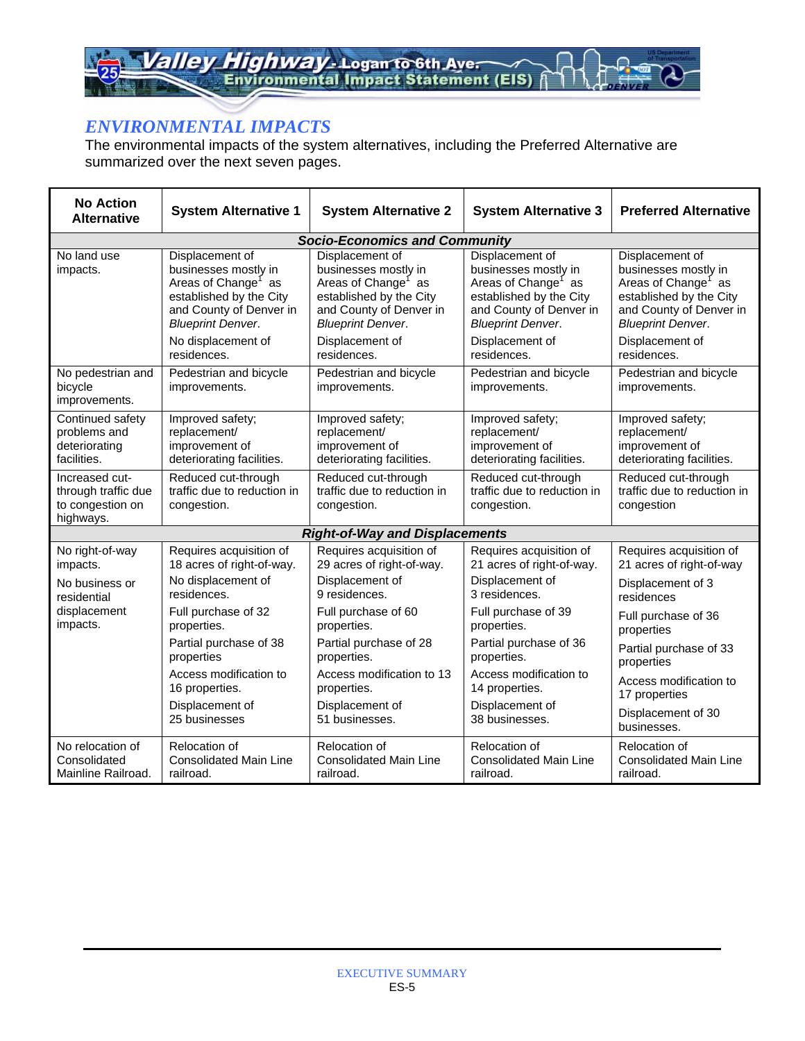## *ENVIRONMENTAL IMPACTS*

The environmental impacts of the system alternatives, including the Preferred Alternative are summarized over the next seven pages.

| No Action Alternative | System Alternative 1 | System Alternative 2 | System Alternative 3 | Preferred Alternative |
|---|---|---|---|---|
| ***Socio-Economics and Community*** | | | | |
| No land use impacts. | Displacement of businesses mostly in Areas of Change[1] as established by the City and County of Denver in *Blueprint Denver*.<br>No displacement of residences. | Displacement of businesses mostly in Areas of Change[1] as established by the City and County of Denver in *Blueprint Denver*.<br>Displacement of residences. | Displacement of businesses mostly in Areas of Change[1] as established by the City and County of Denver in *Blueprint Denver*.<br>Displacement of residences. | Displacement of businesses mostly in Areas of Change[1] as established by the City and County of Denver in *Blueprint Denver*.<br>Displacement of residences. |
| No pedestrian and bicycle improvements. | Pedestrian and bicycle improvements. | Pedestrian and bicycle improvements. | Pedestrian and bicycle improvements. | Pedestrian and bicycle improvements. |
| Continued safety problems and deteriorating facilities. | Improved safety; replacement/ improvement of deteriorating facilities. | Improved safety; replacement/ improvement of deteriorating facilities. | Improved safety; replacement/ improvement of deteriorating facilities. | Improved safety; replacement/ improvement of deteriorating facilities. |
| Increased cut-through traffic due to congestion on highways. | Reduced cut-through traffic due to reduction in congestion. | Reduced cut-through traffic due to reduction in congestion. | Reduced cut-through traffic due to reduction in congestion. | Reduced cut-through traffic due to reduction in congestion |
| ***Right-of-Way and Displacements*** | | | | |
| No right-of-way impacts.<br>No business or residential displacement impacts. | Requires acquisition of 18 acres of right-of-way.<br>No displacement of residences.<br>Full purchase of 32 properties.<br>Partial purchase of 38 properties<br>Access modification to 16 properties.<br>Displacement of 25 businesses | Requires acquisition of 29 acres of right-of-way.<br>Displacement of 9 residences.<br>Full purchase of 60 properties.<br>Partial purchase of 28 properties.<br>Access modification to 13 properties.<br>Displacement of 51 businesses. | Requires acquisition of 21 acres of right-of-way.<br>Displacement of 3 residences.<br>Full purchase of 39 properties.<br>Partial purchase of 36 properties.<br>Access modification to 14 properties.<br>Displacement of 38 businesses. | Requires acquisition of 21 acres of right-of-way<br>Displacement of 3 residences<br>Full purchase of 36 properties<br>Partial purchase of 33 properties<br>Access modification to 17 properties<br>Displacement of 30 businesses. |
| No relocation of Consolidated Mainline Railroad. | Relocation of Consolidated Main Line railroad. | Relocation of Consolidated Main Line railroad. | Relocation of Consolidated Main Line railroad. | Relocation of Consolidated Main Line railroad. |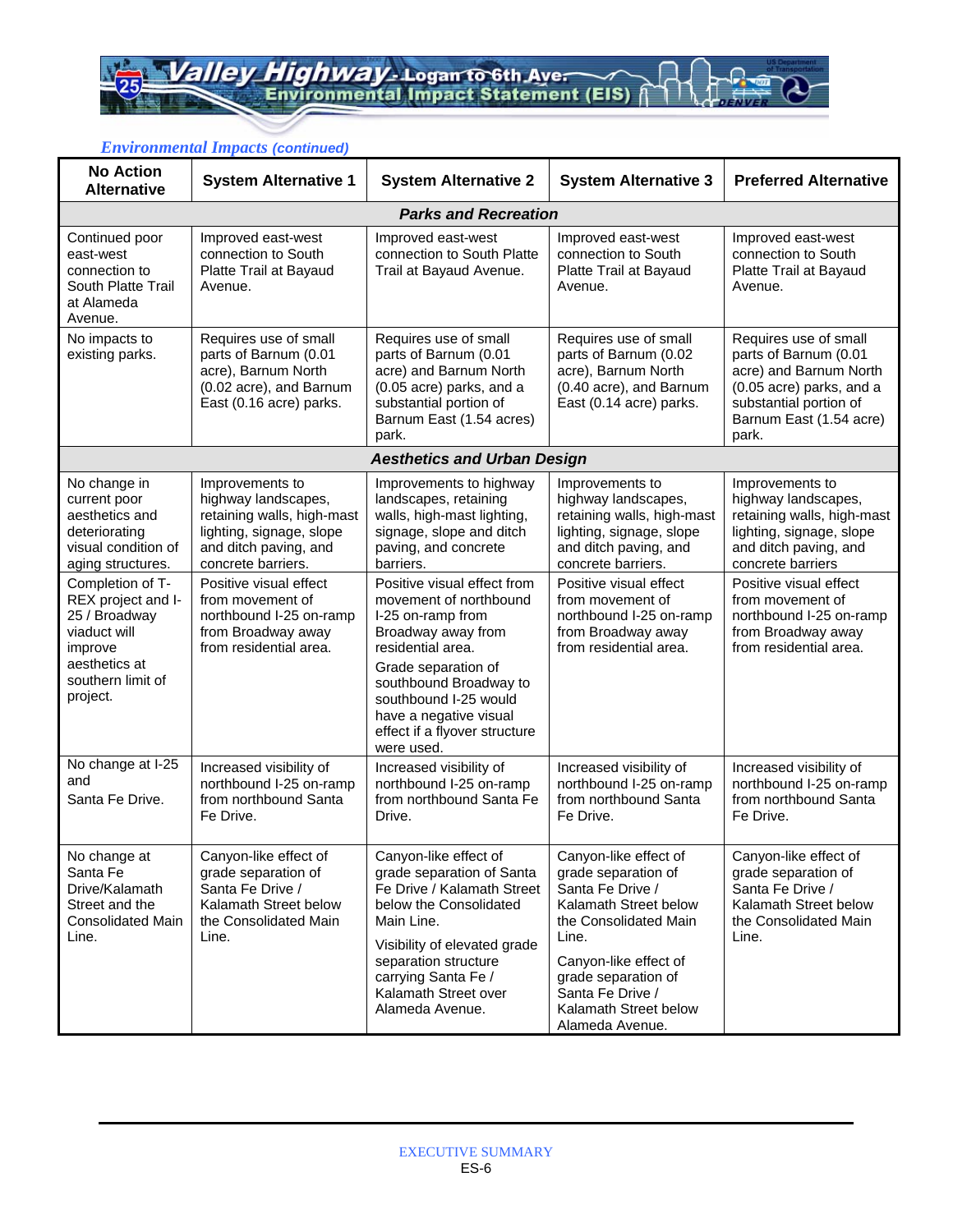*Environmental Impacts (continued)*

| No Action Alternative | System Alternative 1 | System Alternative 2 | System Alternative 3 | Preferred Alternative |
|---|---|---|---|---|
| ***Parks and Recreation*** | | | | |
| Continued poor east-west connection to South Platte Trail at Alameda Avenue. | Improved east-west connection to South Platte Trail at Bayaud Avenue. | Improved east-west connection to South Platte Trail at Bayaud Avenue. | Improved east-west connection to South Platte Trail at Bayaud Avenue. | Improved east-west connection to South Platte Trail at Bayaud Avenue. |
| No impacts to existing parks. | Requires use of small parts of Barnum (0.01 acre), Barnum North (0.02 acre), and Barnum East (0.16 acre) parks. | Requires use of small parts of Barnum (0.01 acre) and Barnum North (0.05 acre) parks, and a substantial portion of Barnum East (1.54 acres) park. | Requires use of small parts of Barnum (0.02 acre), Barnum North (0.40 acre), and Barnum East (0.14 acre) parks. | Requires use of small parts of Barnum (0.01 acre) and Barnum North (0.05 acre) parks, and a substantial portion of Barnum East (1.54 acre) park. |
| ***Aesthetics and Urban Design*** | | | | |
| No change in current poor aesthetics and deteriorating visual condition of aging structures. | Improvements to highway landscapes, retaining walls, high-mast lighting, signage, slope and ditch paving, and concrete barriers. | Improvements to highway landscapes, retaining walls, high-mast lighting, signage, slope and ditch paving, and concrete barriers. | Improvements to highway landscapes, retaining walls, high-mast lighting, signage, slope and ditch paving, and concrete barriers. | Improvements to highway landscapes, retaining walls, high-mast lighting, signage, slope and ditch paving, and concrete barriers |
| Completion of T-REX project and I-25 / Broadway viaduct will improve aesthetics at southern limit of project. | Positive visual effect from movement of northbound I-25 on-ramp from Broadway away from residential area. | Positive visual effect from movement of northbound I-25 on-ramp from Broadway away from residential area.<br><br>Grade separation of southbound Broadway to southbound I-25 would have a negative visual effect if a flyover structure were used. | Positive visual effect from movement of northbound I-25 on-ramp from Broadway away from residential area. | Positive visual effect from movement of northbound I-25 on-ramp from Broadway away from residential area. |
| No change at I-25 and Santa Fe Drive. | Increased visibility of northbound I-25 on-ramp from northbound Santa Fe Drive. | Increased visibility of northbound I-25 on-ramp from northbound Santa Fe Drive. | Increased visibility of northbound I-25 on-ramp from northbound Santa Fe Drive. | Increased visibility of northbound I-25 on-ramp from northbound Santa Fe Drive. |
| No change at Santa Fe Drive/Kalamath Street and the Consolidated Main Line. | Canyon-like effect of grade separation of Santa Fe Drive / Kalamath Street below the Consolidated Main Line. | Canyon-like effect of grade separation of Santa Fe Drive / Kalamath Street below the Consolidated Main Line.<br><br>Visibility of elevated grade separation structure carrying Santa Fe / Kalamath Street over Alameda Avenue. | Canyon-like effect of grade separation of Santa Fe Drive / Kalamath Street below the Consolidated Main Line.<br><br>Canyon-like effect of grade separation of Santa Fe Drive / Kalamath Street below Alameda Avenue. | Canyon-like effect of grade separation of Santa Fe Drive / Kalamath Street below the Consolidated Main Line. |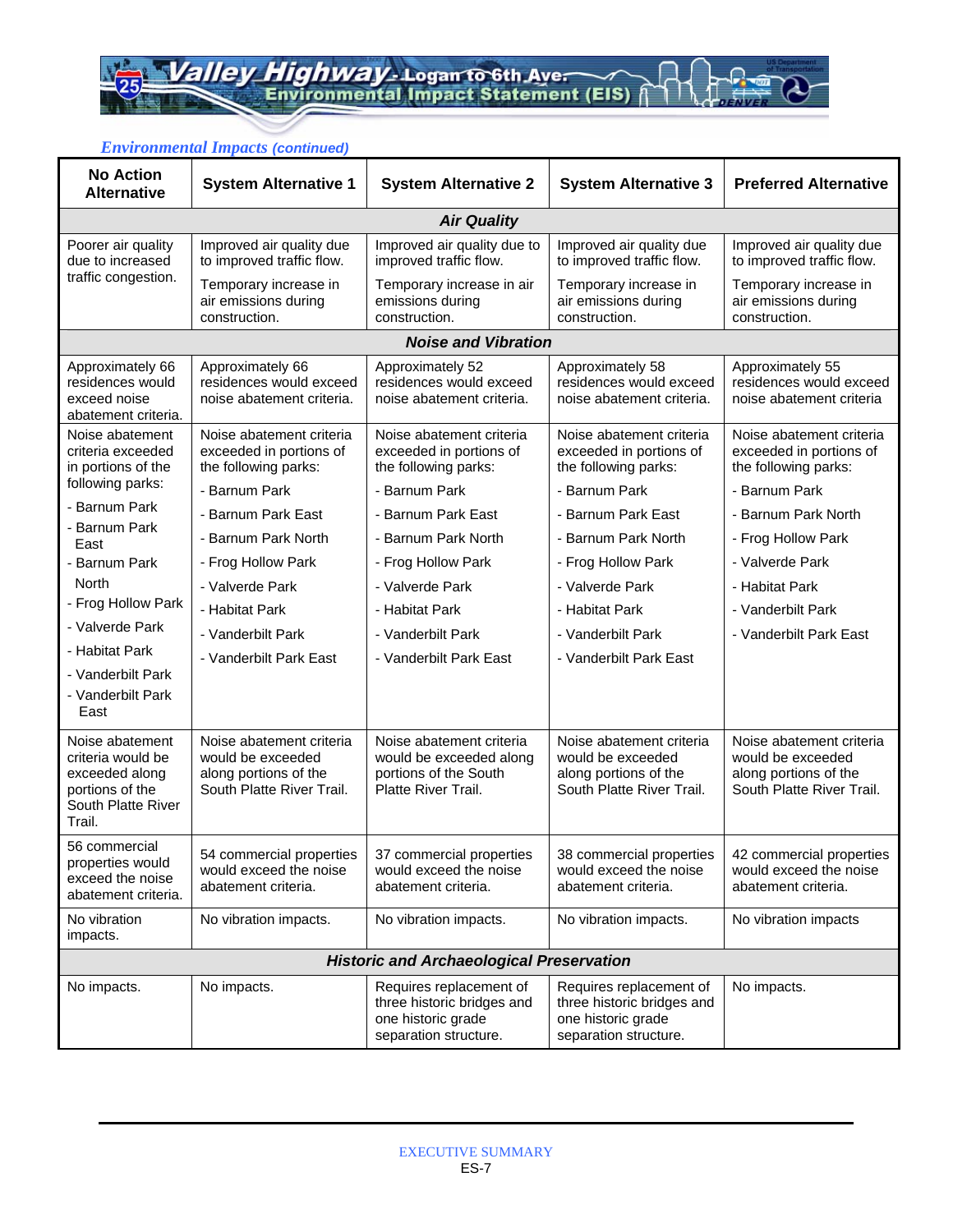*Environmental Impacts (continued)*

| No Action Alternative | System Alternative 1 | System Alternative 2 | System Alternative 3 | Preferred Alternative |
|---|---|---|---|---|
| ***Air Quality*** | | | | |
| Poorer air quality due to increased traffic congestion. | Improved air quality due to improved traffic flow.<br>Temporary increase in air emissions during construction. | Improved air quality due to improved traffic flow.<br>Temporary increase in air emissions during construction. | Improved air quality due to improved traffic flow.<br>Temporary increase in air emissions during construction. | Improved air quality due to improved traffic flow.<br>Temporary increase in air emissions during construction. |
| ***Noise and Vibration*** | | | | |
| Approximately 66 residences would exceed noise abatement criteria. | Approximately 66 residences would exceed noise abatement criteria. | Approximately 52 residences would exceed noise abatement criteria. | Approximately 58 residences would exceed noise abatement criteria. | Approximately 55 residences would exceed noise abatement criteria |
| Noise abatement criteria exceeded in portions of the following parks:<br>- Barnum Park<br>- Barnum Park East<br>- Barnum Park North<br>- Frog Hollow Park<br>- Valverde Park<br>- Habitat Park<br>- Vanderbilt Park<br>- Vanderbilt Park East | Noise abatement criteria exceeded in portions of the following parks:<br>- Barnum Park<br>- Barnum Park East<br>- Barnum Park North<br>- Frog Hollow Park<br>- Valverde Park<br>- Habitat Park<br>- Vanderbilt Park<br>- Vanderbilt Park East | Noise abatement criteria exceeded in portions of the following parks:<br>- Barnum Park<br>- Barnum Park East<br>- Barnum Park North<br>- Frog Hollow Park<br>- Valverde Park<br>- Habitat Park<br>- Vanderbilt Park<br>- Vanderbilt Park East | Noise abatement criteria exceeded in portions of the following parks:<br>- Barnum Park<br>- Barnum Park East<br>- Barnum Park North<br>- Frog Hollow Park<br>- Valverde Park<br>- Habitat Park<br>- Vanderbilt Park<br>- Vanderbilt Park East | Noise abatement criteria exceeded in portions of the following parks:<br>- Barnum Park<br>- Barnum Park North<br>- Frog Hollow Park<br>- Valverde Park<br>- Habitat Park<br>- Vanderbilt Park<br>- Vanderbilt Park East |
| Noise abatement criteria would be exceeded along portions of the South Platte River Trail. | Noise abatement criteria would be exceeded along portions of the South Platte River Trail. | Noise abatement criteria would be exceeded along portions of the South Platte River Trail. | Noise abatement criteria would be exceeded along portions of the South Platte River Trail. | Noise abatement criteria would be exceeded along portions of the South Platte River Trail. |
| 56 commercial properties would exceed the noise abatement criteria. | 54 commercial properties would exceed the noise abatement criteria. | 37 commercial properties would exceed the noise abatement criteria. | 38 commercial properties would exceed the noise abatement criteria. | 42 commercial properties would exceed the noise abatement criteria. |
| No vibration impacts. | No vibration impacts. | No vibration impacts. | No vibration impacts. | No vibration impacts |
| ***Historic and Archaeological Preservation*** | | | | |
| No impacts. | No impacts. | Requires replacement of three historic bridges and one historic grade separation structure. | Requires replacement of three historic bridges and one historic grade separation structure. | No impacts. |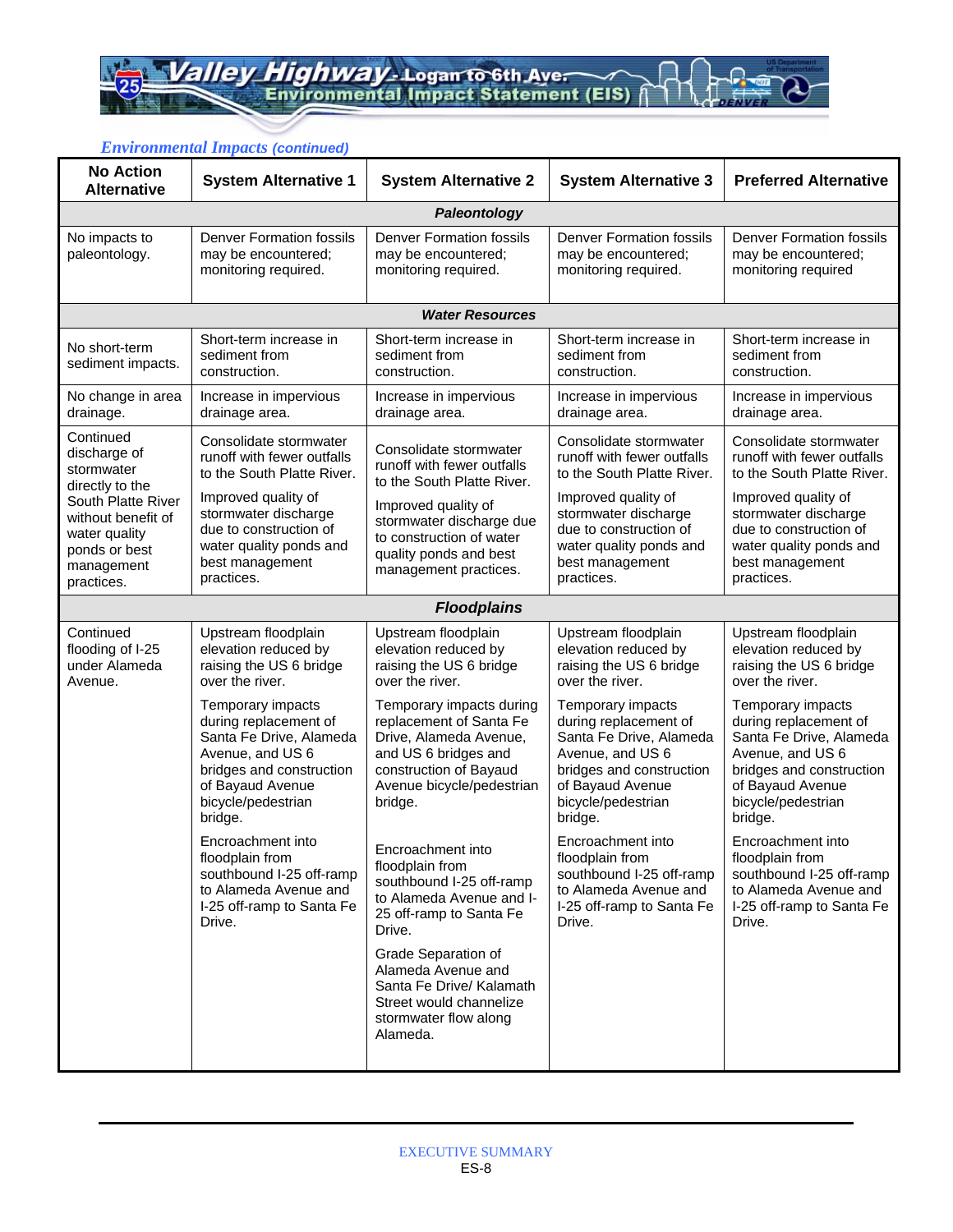*Environmental Impacts (continued)*

| No Action Alternative | System Alternative 1 | System Alternative 2 | System Alternative 3 | Preferred Alternative |
|---|---|---|---|---|
| | | ***Paleontology*** | | |
| No impacts to paleontology. | Denver Formation fossils may be encountered; monitoring required. | Denver Formation fossils may be encountered; monitoring required. | Denver Formation fossils may be encountered; monitoring required. | Denver Formation fossils may be encountered; monitoring required |
| | | ***Water Resources*** | | |
| No short-term sediment impacts. | Short-term increase in sediment from construction. | Short-term increase in sediment from construction. | Short-term increase in sediment from construction. | Short-term increase in sediment from construction. |
| No change in area drainage. | Increase in impervious drainage area. | Increase in impervious drainage area. | Increase in impervious drainage area. | Increase in impervious drainage area. |
| Continued discharge of stormwater directly to the South Platte River without benefit of water quality ponds or best management practices. | Consolidate stormwater runoff with fewer outfalls to the South Platte River.<br><br>Improved quality of stormwater discharge due to construction of water quality ponds and best management practices. | Consolidate stormwater runoff with fewer outfalls to the South Platte River.<br><br>Improved quality of stormwater discharge due to construction of water quality ponds and best management practices. | Consolidate stormwater runoff with fewer outfalls to the South Platte River.<br><br>Improved quality of stormwater discharge due to construction of water quality ponds and best management practices. | Consolidate stormwater runoff with fewer outfalls to the South Platte River.<br><br>Improved quality of stormwater discharge due to construction of water quality ponds and best management practices. |
| | | ***Floodplains*** | | |
| Continued flooding of I-25 under Alameda Avenue. | Upstream floodplain elevation reduced by raising the US 6 bridge over the river.<br><br>Temporary impacts during replacement of Santa Fe Drive, Alameda Avenue, and US 6 bridges and construction of Bayaud Avenue bicycle/pedestrian bridge.<br><br>Encroachment into floodplain from southbound I-25 off-ramp to Alameda Avenue and I-25 off-ramp to Santa Fe Drive. | Upstream floodplain elevation reduced by raising the US 6 bridge over the river.<br><br>Temporary impacts during replacement of Santa Fe Drive, Alameda Avenue, and US 6 bridges and construction of Bayaud Avenue bicycle/pedestrian bridge.<br><br>Encroachment into floodplain from southbound I-25 off-ramp to Alameda Avenue and I-25 off-ramp to Santa Fe Drive.<br><br>Grade Separation of Alameda Avenue and Santa Fe Drive/ Kalamath Street would channelize stormwater flow along Alameda. | Upstream floodplain elevation reduced by raising the US 6 bridge over the river.<br><br>Temporary impacts during replacement of Santa Fe Drive, Alameda Avenue, and US 6 bridges and construction of Bayaud Avenue bicycle/pedestrian bridge.<br><br>Encroachment into floodplain from southbound I-25 off-ramp to Alameda Avenue and I-25 off-ramp to Santa Fe Drive. | Upstream floodplain elevation reduced by raising the US 6 bridge over the river.<br><br>Temporary impacts during replacement of Santa Fe Drive, Alameda Avenue, and US 6 bridges and construction of Bayaud Avenue bicycle/pedestrian bridge.<br><br>Encroachment into floodplain from southbound I-25 off-ramp to Alameda Avenue and I-25 off-ramp to Santa Fe Drive. |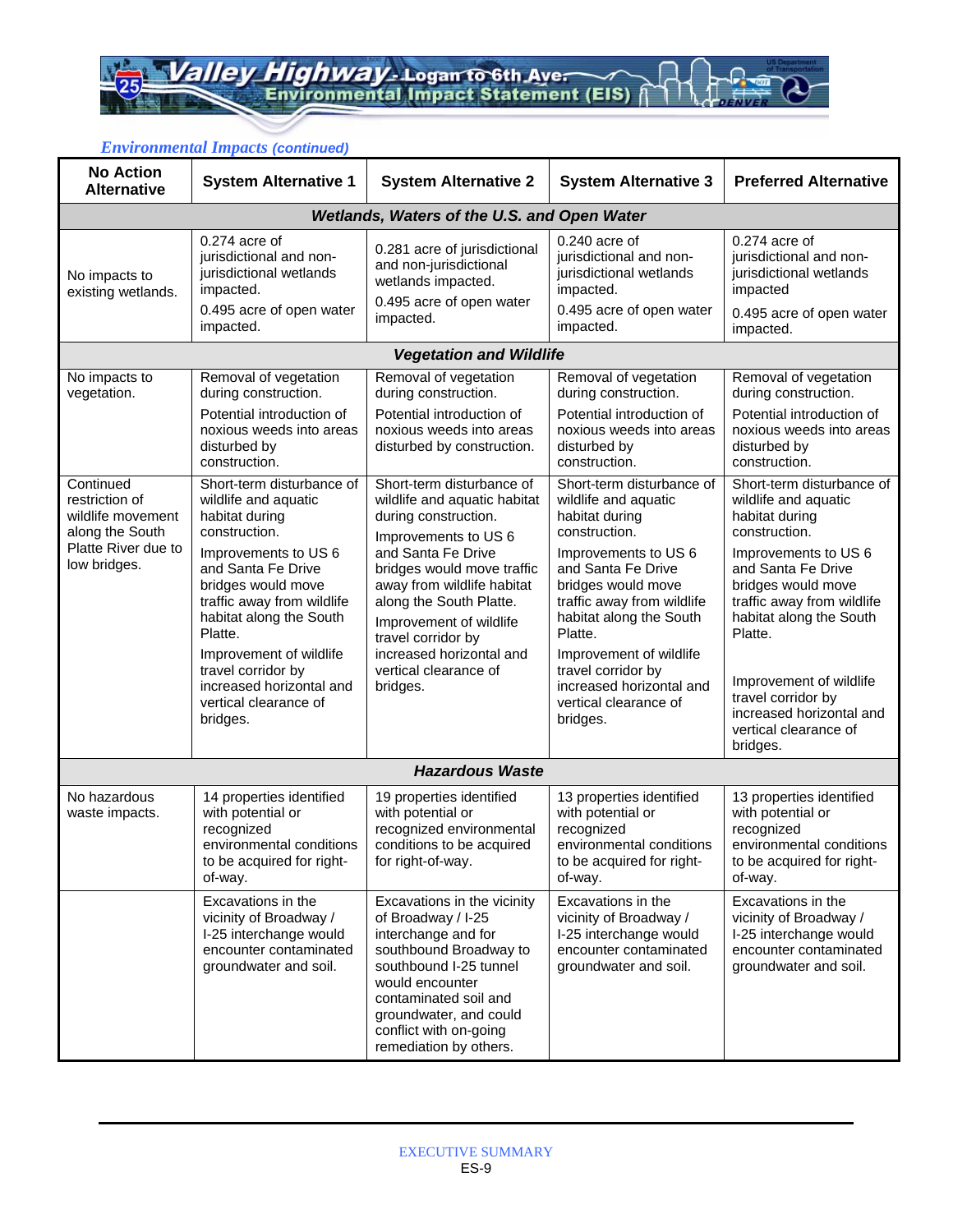*Environmental Impacts (continued)*

| No Action Alternative | System Alternative 1 | System Alternative 2 | System Alternative 3 | Preferred Alternative |
|---|---|---|---|---|
| ***Wetlands, Waters of the U.S. and Open Water*** | | | | |
| No impacts to existing wetlands. | 0.274 acre of jurisdictional and non-jurisdictional wetlands impacted.<br>0.495 acre of open water impacted. | 0.281 acre of jurisdictional and non-jurisdictional wetlands impacted.<br>0.495 acre of open water impacted. | 0.240 acre of jurisdictional and non-jurisdictional wetlands impacted.<br>0.495 acre of open water impacted. | 0.274 acre of jurisdictional and non-jurisdictional wetlands impacted<br>0.495 acre of open water impacted. |
| ***Vegetation and Wildlife*** | | | | |
| No impacts to vegetation. | Removal of vegetation during construction.<br>Potential introduction of noxious weeds into areas disturbed by construction. | Removal of vegetation during construction.<br>Potential introduction of noxious weeds into areas disturbed by construction. | Removal of vegetation during construction.<br>Potential introduction of noxious weeds into areas disturbed by construction. | Removal of vegetation during construction.<br>Potential introduction of noxious weeds into areas disturbed by construction. |
| Continued restriction of wildlife movement along the South Platte River due to low bridges. | Short-term disturbance of wildlife and aquatic habitat during construction.<br>Improvements to US 6 and Santa Fe Drive bridges would move traffic away from wildlife habitat along the South Platte.<br>Improvement of wildlife travel corridor by increased horizontal and vertical clearance of bridges. | Short-term disturbance of wildlife and aquatic habitat during construction.<br>Improvements to US 6 and Santa Fe Drive bridges would move traffic away from wildlife habitat along the South Platte.<br>Improvement of wildlife travel corridor by increased horizontal and vertical clearance of bridges. | Short-term disturbance of wildlife and aquatic habitat during construction.<br>Improvements to US 6 and Santa Fe Drive bridges would move traffic away from wildlife habitat along the South Platte.<br>Improvement of wildlife travel corridor by increased horizontal and vertical clearance of bridges. | Short-term disturbance of wildlife and aquatic habitat during construction.<br>Improvements to US 6 and Santa Fe Drive bridges would move traffic away from wildlife habitat along the South Platte.<br>Improvement of wildlife travel corridor by increased horizontal and vertical clearance of bridges. |
| ***Hazardous Waste*** | | | | |
| No hazardous waste impacts. | 14 properties identified with potential or recognized environmental conditions to be acquired for right-of-way. | 19 properties identified with potential or recognized environmental conditions to be acquired for right-of-way. | 13 properties identified with potential or recognized environmental conditions to be acquired for right-of-way. | 13 properties identified with potential or recognized environmental conditions to be acquired for right-of-way. |
| | Excavations in the vicinity of Broadway / I-25 interchange would encounter contaminated groundwater and soil. | Excavations in the vicinity of Broadway / I-25 interchange and for southbound Broadway to southbound I-25 tunnel would encounter contaminated soil and groundwater, and could conflict with on-going remediation by others. | Excavations in the vicinity of Broadway / I-25 interchange would encounter contaminated groundwater and soil. | Excavations in the vicinity of Broadway / I-25 interchange would encounter contaminated groundwater and soil. |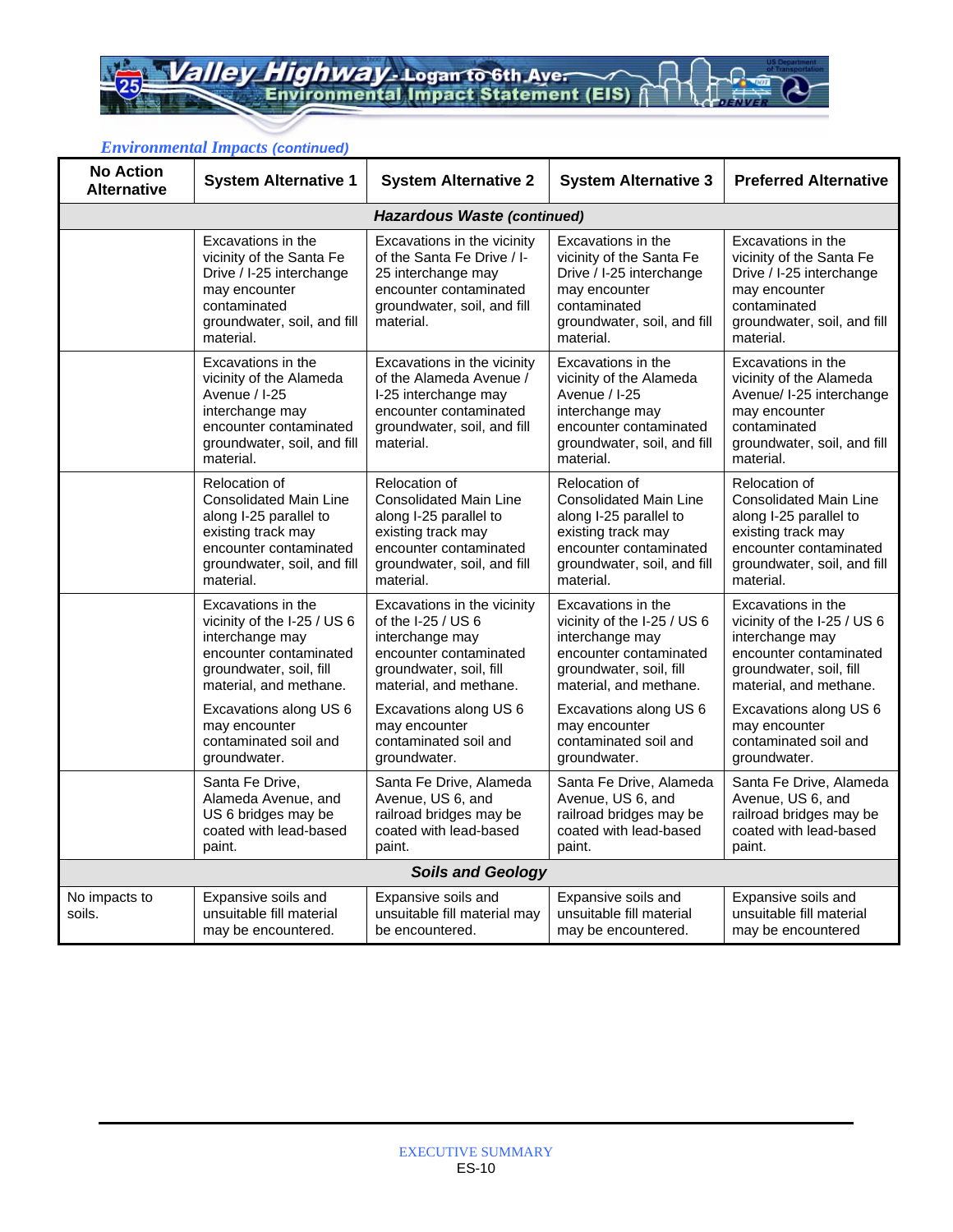*Environmental Impacts (continued)*

| No Action Alternative | System Alternative 1 | System Alternative 2 | System Alternative 3 | Preferred Alternative |
|---|---|---|---|---|
| ***Hazardous Waste (continued)*** | | | | |
| | Excavations in the vicinity of the Santa Fe Drive / I-25 interchange may encounter contaminated groundwater, soil, and fill material. | Excavations in the vicinity of the Santa Fe Drive / I-25 interchange may encounter contaminated groundwater, soil, and fill material. | Excavations in the vicinity of the Santa Fe Drive / I-25 interchange may encounter contaminated groundwater, soil, and fill material. | Excavations in the vicinity of the Santa Fe Drive / I-25 interchange may encounter contaminated groundwater, soil, and fill material. |
| | Excavations in the vicinity of the Alameda Avenue / I-25 interchange may encounter contaminated groundwater, soil, and fill material. | Excavations in the vicinity of the Alameda Avenue / I-25 interchange may encounter contaminated groundwater, soil, and fill material. | Excavations in the vicinity of the Alameda Avenue / I-25 interchange may encounter contaminated groundwater, soil, and fill material. | Excavations in the vicinity of the Alameda Avenue/ I-25 interchange may encounter contaminated groundwater, soil, and fill material. |
| | Relocation of Consolidated Main Line along I-25 parallel to existing track may encounter contaminated groundwater, soil, and fill material. | Relocation of Consolidated Main Line along I-25 parallel to existing track may encounter contaminated groundwater, soil, and fill material. | Relocation of Consolidated Main Line along I-25 parallel to existing track may encounter contaminated groundwater, soil, and fill material. | Relocation of Consolidated Main Line along I-25 parallel to existing track may encounter contaminated groundwater, soil, and fill material. |
| | Excavations in the vicinity of the I-25 / US 6 interchange may encounter contaminated groundwater, soil, fill material, and methane.<br><br>Excavations along US 6 may encounter contaminated soil and groundwater. | Excavations in the vicinity of the I-25 / US 6 interchange may encounter contaminated groundwater, soil, fill material, and methane.<br><br>Excavations along US 6 may encounter contaminated soil and groundwater. | Excavations in the vicinity of the I-25 / US 6 interchange may encounter contaminated groundwater, soil, fill material, and methane.<br><br>Excavations along US 6 may encounter contaminated soil and groundwater. | Excavations in the vicinity of the I-25 / US 6 interchange may encounter contaminated groundwater, soil, fill material, and methane.<br><br>Excavations along US 6 may encounter contaminated soil and groundwater. |
| | Santa Fe Drive, Alameda Avenue, and US 6 bridges may be coated with lead-based paint. | Santa Fe Drive, Alameda Avenue, US 6, and railroad bridges may be coated with lead-based paint. | Santa Fe Drive, Alameda Avenue, US 6, and railroad bridges may be coated with lead-based paint. | Santa Fe Drive, Alameda Avenue, US 6, and railroad bridges may be coated with lead-based paint. |
| ***Soils and Geology*** | | | | |
| No impacts to soils. | Expansive soils and unsuitable fill material may be encountered. | Expansive soils and unsuitable fill material may be encountered. | Expansive soils and unsuitable fill material may be encountered. | Expansive soils and unsuitable fill material may be encountered |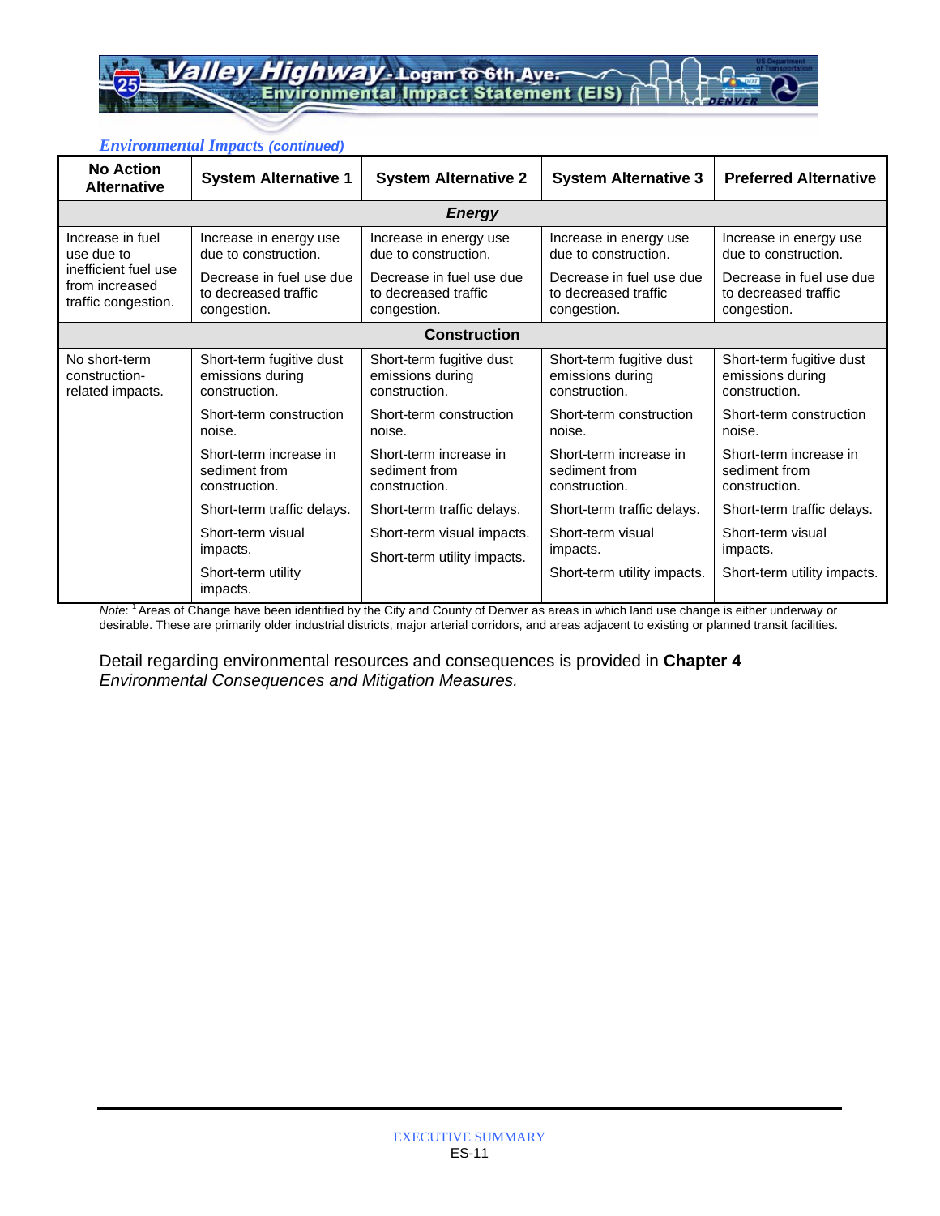*Environmental Impacts (continued)*

| No Action Alternative | System Alternative 1 | System Alternative 2 | System Alternative 3 | Preferred Alternative |
|---|---|---|---|---|
| **Energy** | | | | |
| Increase in fuel use due to inefficient fuel use from increased traffic congestion. | Increase in energy use due to construction.<br>Decrease in fuel use due to decreased traffic congestion. | Increase in energy use due to construction.<br>Decrease in fuel use due to decreased traffic congestion. | Increase in energy use due to construction.<br>Decrease in fuel use due to decreased traffic congestion. | Increase in energy use due to construction.<br>Decrease in fuel use due to decreased traffic congestion. |
| **Construction** | | | | |
| No short-term construction-related impacts. | Short-term fugitive dust emissions during construction.<br>Short-term construction noise.<br>Short-term increase in sediment from construction.<br>Short-term traffic delays.<br>Short-term visual impacts.<br>Short-term utility impacts. | Short-term fugitive dust emissions during construction.<br>Short-term construction noise.<br>Short-term increase in sediment from construction.<br>Short-term traffic delays.<br>Short-term visual impacts.<br>Short-term utility impacts. | Short-term fugitive dust emissions during construction.<br>Short-term construction noise.<br>Short-term increase in sediment from construction.<br>Short-term traffic delays.<br>Short-term visual impacts.<br>Short-term utility impacts. | Short-term fugitive dust emissions during construction.<br>Short-term construction noise.<br>Short-term increase in sediment from construction.<br>Short-term traffic delays.<br>Short-term visual impacts.<br>Short-term utility impacts. |

*Note:* [1] Areas of Change have been identified by the City and County of Denver as areas in which land use change is either underway or desirable. These are primarily older industrial districts, major arterial corridors, and areas adjacent to existing or planned transit facilities.

Detail regarding environmental resources and consequences is provided in **Chapter 4** *Environmental Consequences and Mitigation Measures.*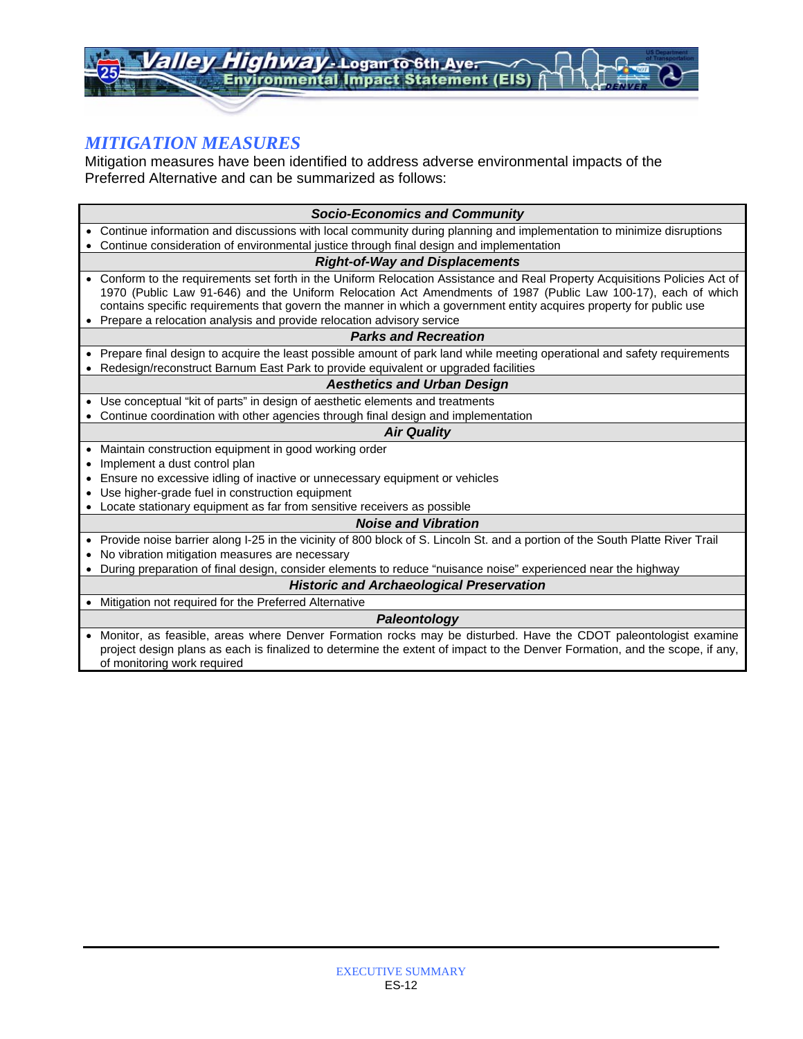## *MITIGATION MEASURES*

Mitigation measures have been identified to address adverse environmental impacts of the Preferred Alternative and can be summarized as follows:

| ***Socio-Economics and Community*** |
|---|
| • Continue information and discussions with local community during planning and implementation to minimize disruptions<br>• Continue consideration of environmental justice through final design and implementation |
| ***Right-of-Way and Displacements*** |
| • Conform to the requirements set forth in the Uniform Relocation Assistance and Real Property Acquisitions Policies Act of 1970 (Public Law 91-646) and the Uniform Relocation Act Amendments of 1987 (Public Law 100-17), each of which contains specific requirements that govern the manner in which a government entity acquires property for public use<br>• Prepare a relocation analysis and provide relocation advisory service |
| ***Parks and Recreation*** |
| • Prepare final design to acquire the least possible amount of park land while meeting operational and safety requirements<br>• Redesign/reconstruct Barnum East Park to provide equivalent or upgraded facilities |
| ***Aesthetics and Urban Design*** |
| • Use conceptual "kit of parts" in design of aesthetic elements and treatments<br>• Continue coordination with other agencies through final design and implementation |
| ***Air Quality*** |
| • Maintain construction equipment in good working order<br>• Implement a dust control plan<br>• Ensure no excessive idling of inactive or unnecessary equipment or vehicles<br>• Use higher-grade fuel in construction equipment<br>• Locate stationary equipment as far from sensitive receivers as possible |
| ***Noise and Vibration*** |
| • Provide noise barrier along I-25 in the vicinity of 800 block of S. Lincoln St. and a portion of the South Platte River Trail<br>• No vibration mitigation measures are necessary<br>• During preparation of final design, consider elements to reduce "nuisance noise" experienced near the highway |
| ***Historic and Archaeological Preservation*** |
| • Mitigation not required for the Preferred Alternative |
| ***Paleontology*** |
| • Monitor, as feasible, areas where Denver Formation rocks may be disturbed. Have the CDOT paleontologist examine project design plans as each is finalized to determine the extent of impact to the Denver Formation, and the scope, if any, of monitoring work required |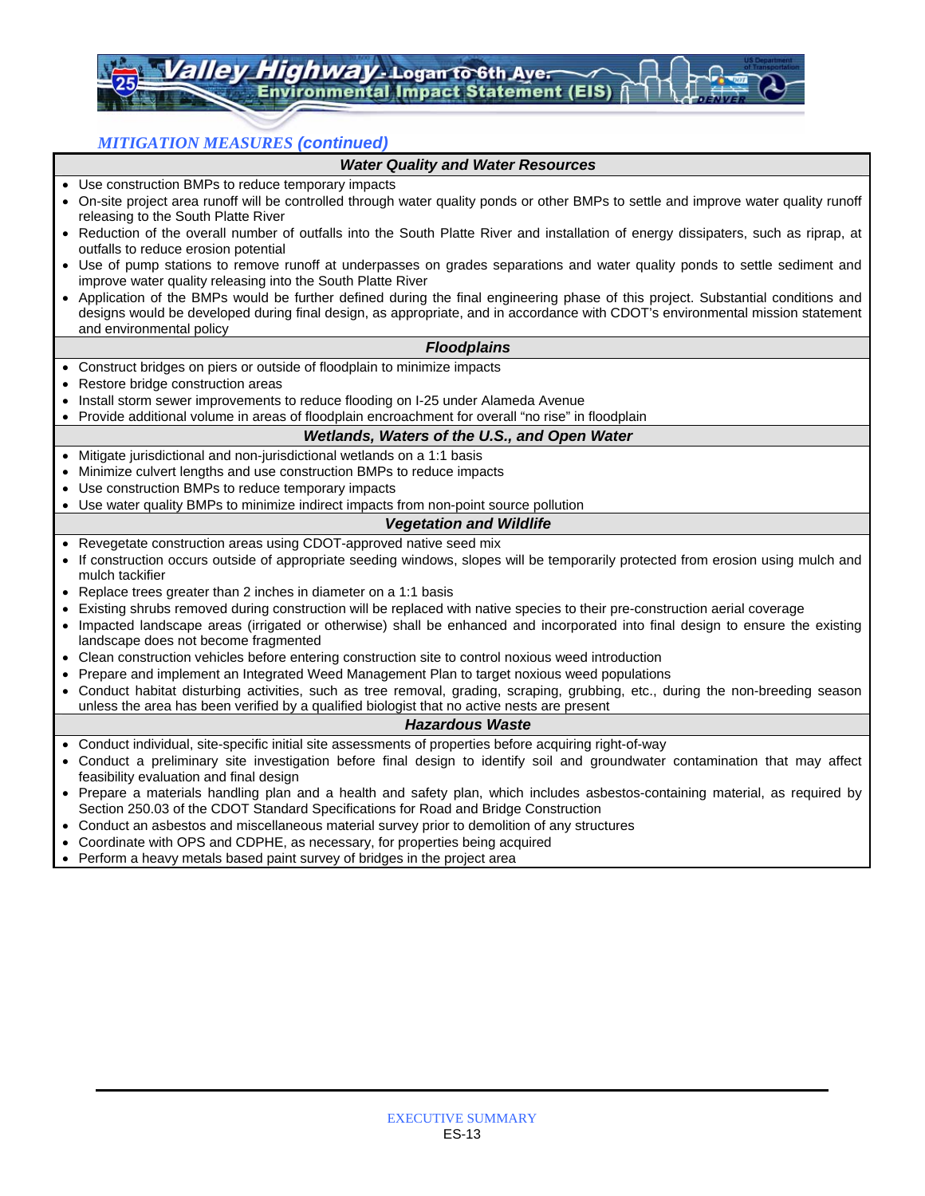*MITIGATION MEASURES* ***(continued)***

| ***Water Quality and Water Resources*** |
|---|
| • Use construction BMPs to reduce temporary impacts<br>• On-site project area runoff will be controlled through water quality ponds or other BMPs to settle and improve water quality runoff releasing to the South Platte River<br>• Reduction of the overall number of outfalls into the South Platte River and installation of energy dissipaters, such as riprap, at outfalls to reduce erosion potential<br>• Use of pump stations to remove runoff at underpasses on grades separations and water quality ponds to settle sediment and improve water quality releasing into the South Platte River<br>• Application of the BMPs would be further defined during the final engineering phase of this project. Substantial conditions and designs would be developed during final design, as appropriate, and in accordance with CDOT's environmental mission statement and environmental policy |
| ***Floodplains*** |
| • Construct bridges on piers or outside of floodplain to minimize impacts<br>• Restore bridge construction areas<br>• Install storm sewer improvements to reduce flooding on I-25 under Alameda Avenue<br>• Provide additional volume in areas of floodplain encroachment for overall "no rise" in floodplain |
| ***Wetlands, Waters of the U.S., and Open Water*** |
| • Mitigate jurisdictional and non-jurisdictional wetlands on a 1:1 basis<br>• Minimize culvert lengths and use construction BMPs to reduce impacts<br>• Use construction BMPs to reduce temporary impacts<br>• Use water quality BMPs to minimize indirect impacts from non-point source pollution |
| ***Vegetation and Wildlife*** |
| • Revegetate construction areas using CDOT-approved native seed mix<br>• If construction occurs outside of appropriate seeding windows, slopes will be temporarily protected from erosion using mulch and mulch tackifier<br>• Replace trees greater than 2 inches in diameter on a 1:1 basis<br>• Existing shrubs removed during construction will be replaced with native species to their pre-construction aerial coverage<br>• Impacted landscape areas (irrigated or otherwise) shall be enhanced and incorporated into final design to ensure the existing landscape does not become fragmented<br>• Clean construction vehicles before entering construction site to control noxious weed introduction<br>• Prepare and implement an Integrated Weed Management Plan to target noxious weed populations<br>• Conduct habitat disturbing activities, such as tree removal, grading, scraping, grubbing, etc., during the non-breeding season unless the area has been verified by a qualified biologist that no active nests are present |
| ***Hazardous Waste*** |
| • Conduct individual, site-specific initial site assessments of properties before acquiring right-of-way<br>• Conduct a preliminary site investigation before final design to identify soil and groundwater contamination that may affect feasibility evaluation and final design<br>• Prepare a materials handling plan and a health and safety plan, which includes asbestos-containing material, as required by Section 250.03 of the CDOT Standard Specifications for Road and Bridge Construction<br>• Conduct an asbestos and miscellaneous material survey prior to demolition of any structures<br>• Coordinate with OPS and CDPHE, as necessary, for properties being acquired<br>• Perform a heavy metals based paint survey of bridges in the project area |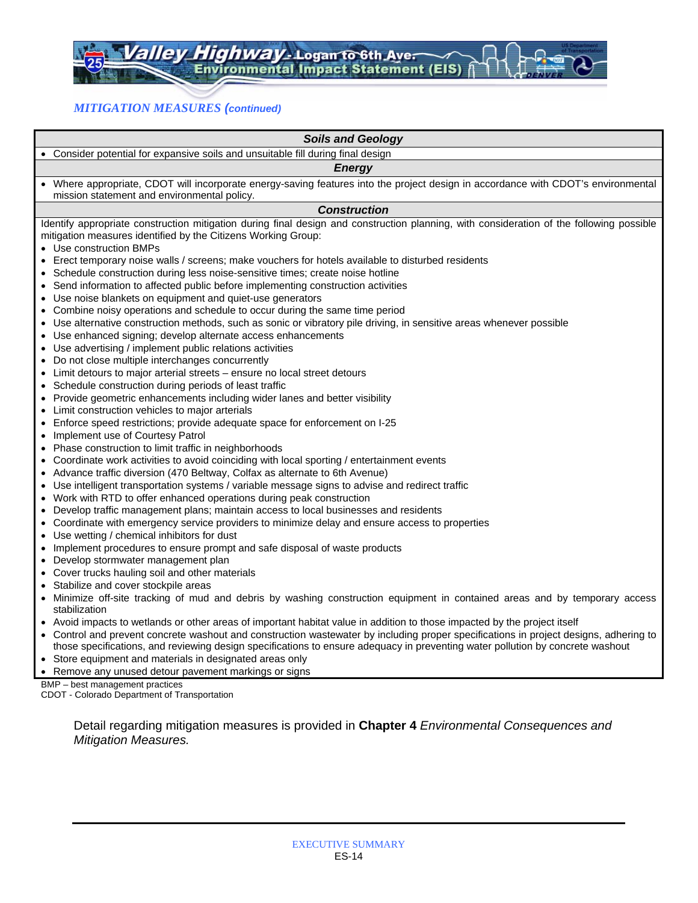*MITIGATION MEASURES (continued)*

| ***Soils and Geology*** |
|---|
| • Consider potential for expansive soils and unsuitable fill during final design |
| ***Energy*** |
| • Where appropriate, CDOT will incorporate energy-saving features into the project design in accordance with CDOT's environmental mission statement and environmental policy. |
| ***Construction*** |
| Identify appropriate construction mitigation during final design and construction planning, with consideration of the following possible mitigation measures identified by the Citizens Working Group:<br>• Use construction BMPs<br>• Erect temporary noise walls / screens; make vouchers for hotels available to disturbed residents<br>• Schedule construction during less noise-sensitive times; create noise hotline<br>• Send information to affected public before implementing construction activities<br>• Use noise blankets on equipment and quiet-use generators<br>• Combine noisy operations and schedule to occur during the same time period<br>• Use alternative construction methods, such as sonic or vibratory pile driving, in sensitive areas whenever possible<br>• Use enhanced signing; develop alternate access enhancements<br>• Use advertising / implement public relations activities<br>• Do not close multiple interchanges concurrently<br>• Limit detours to major arterial streets – ensure no local street detours<br>• Schedule construction during periods of least traffic<br>• Provide geometric enhancements including wider lanes and better visibility<br>• Limit construction vehicles to major arterials<br>• Enforce speed restrictions; provide adequate space for enforcement on I-25<br>• Implement use of Courtesy Patrol<br>• Phase construction to limit traffic in neighborhoods<br>• Coordinate work activities to avoid coinciding with local sporting / entertainment events<br>• Advance traffic diversion (470 Beltway, Colfax as alternate to 6th Avenue)<br>• Use intelligent transportation systems / variable message signs to advise and redirect traffic<br>• Work with RTD to offer enhanced operations during peak construction<br>• Develop traffic management plans; maintain access to local businesses and residents<br>• Coordinate with emergency service providers to minimize delay and ensure access to properties<br>• Use wetting / chemical inhibitors for dust<br>• Implement procedures to ensure prompt and safe disposal of waste products<br>• Develop stormwater management plan<br>• Cover trucks hauling soil and other materials<br>• Stabilize and cover stockpile areas<br>• Minimize off-site tracking of mud and debris by washing construction equipment in contained areas and by temporary access stabilization<br>• Avoid impacts to wetlands or other areas of important habitat value in addition to those impacted by the project itself<br>• Control and prevent concrete washout and construction wastewater by including proper specifications in project designs, adhering to those specifications, and reviewing design specifications to ensure adequacy in preventing water pollution by concrete washout<br>• Store equipment and materials in designated areas only<br>• Remove any unused detour pavement markings or signs |

BMP – best management practices
CDOT - Colorado Department of Transportation

Detail regarding mitigation measures is provided in **Chapter 4** *Environmental Consequences and Mitigation Measures.*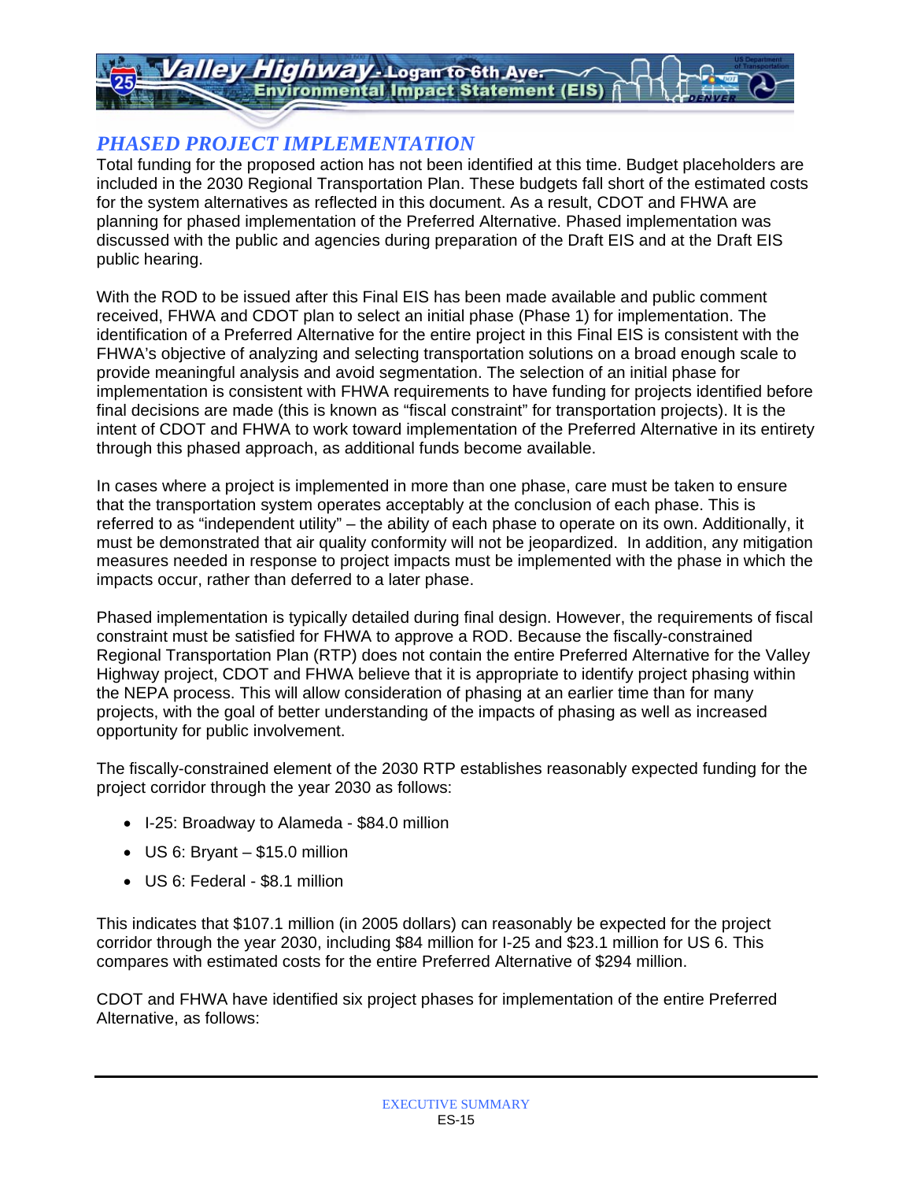## *PHASED PROJECT IMPLEMENTATION*

Total funding for the proposed action has not been identified at this time. Budget placeholders are included in the 2030 Regional Transportation Plan. These budgets fall short of the estimated costs for the system alternatives as reflected in this document. As a result, CDOT and FHWA are planning for phased implementation of the Preferred Alternative. Phased implementation was discussed with the public and agencies during preparation of the Draft EIS and at the Draft EIS public hearing.

With the ROD to be issued after this Final EIS has been made available and public comment received, FHWA and CDOT plan to select an initial phase (Phase 1) for implementation. The identification of a Preferred Alternative for the entire project in this Final EIS is consistent with the FHWA's objective of analyzing and selecting transportation solutions on a broad enough scale to provide meaningful analysis and avoid segmentation. The selection of an initial phase for implementation is consistent with FHWA requirements to have funding for projects identified before final decisions are made (this is known as "fiscal constraint" for transportation projects). It is the intent of CDOT and FHWA to work toward implementation of the Preferred Alternative in its entirety through this phased approach, as additional funds become available.

In cases where a project is implemented in more than one phase, care must be taken to ensure that the transportation system operates acceptably at the conclusion of each phase. This is referred to as "independent utility" – the ability of each phase to operate on its own. Additionally, it must be demonstrated that air quality conformity will not be jeopardized. In addition, any mitigation measures needed in response to project impacts must be implemented with the phase in which the impacts occur, rather than deferred to a later phase.

Phased implementation is typically detailed during final design. However, the requirements of fiscal constraint must be satisfied for FHWA to approve a ROD. Because the fiscally-constrained Regional Transportation Plan (RTP) does not contain the entire Preferred Alternative for the Valley Highway project, CDOT and FHWA believe that it is appropriate to identify project phasing within the NEPA process. This will allow consideration of phasing at an earlier time than for many projects, with the goal of better understanding of the impacts of phasing as well as increased opportunity for public involvement.

The fiscally-constrained element of the 2030 RTP establishes reasonably expected funding for the project corridor through the year 2030 as follows:

- I-25: Broadway to Alameda - $84.0 million
- US 6: Bryant – $15.0 million
- US 6: Federal - $8.1 million

This indicates that $107.1 million (in 2005 dollars) can reasonably be expected for the project corridor through the year 2030, including $84 million for I-25 and $23.1 million for US 6. This compares with estimated costs for the entire Preferred Alternative of $294 million.

CDOT and FHWA have identified six project phases for implementation of the entire Preferred Alternative, as follows: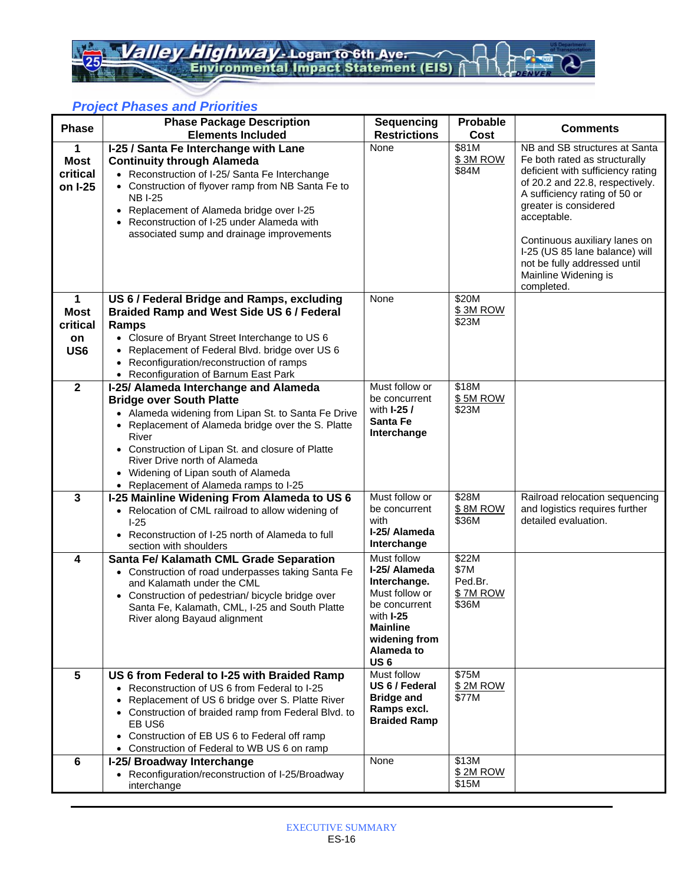## Project Phases and Priorities

| Phase | Phase Package Description Elements Included | Sequencing Restrictions | Probable Cost | Comments |
|---|---|---|---|---|
| **1 Most critical on I-25** | **I-25 / Santa Fe Interchange with Lane Continuity through Alameda**<br>• Reconstruction of I-25/ Santa Fe Interchange<br>• Construction of flyover ramp from NB Santa Fe to NB I-25<br>• Replacement of Alameda bridge over I-25<br>• Reconstruction of I-25 under Alameda with associated sump and drainage improvements | None | $81M<br>$ 3M ROW<br>$84M | NB and SB structures at Santa Fe both rated as structurally deficient with sufficiency rating of 20.2 and 22.8, respectively. A sufficiency rating of 50 or greater is considered acceptable.<br><br>Continuous auxiliary lanes on I-25 (US 85 lane balance) will not be fully addressed until Mainline Widening is completed. |
| **1 Most critical on US6** | **US 6 / Federal Bridge and Ramps, excluding Braided Ramp and West Side US 6 / Federal Ramps**<br>• Closure of Bryant Street Interchange to US 6<br>• Replacement of Federal Blvd. bridge over US 6<br>• Reconfiguration/reconstruction of ramps<br>• Reconfiguration of Barnum East Park | None | $20M<br>$ 3M ROW<br>$23M | |
| **2** | **I-25/ Alameda Interchange and Alameda Bridge over South Platte**<br>• Alameda widening from Lipan St. to Santa Fe Drive<br>• Replacement of Alameda bridge over the S. Platte River<br>• Construction of Lipan St. and closure of Platte River Drive north of Alameda<br>• Widening of Lipan south of Alameda<br>• Replacement of Alameda ramps to I-25 | Must follow or be concurrent with **I-25 / Santa Fe Interchange** | $18M<br>$ 5M ROW<br>$23M | |
| **3** | **I-25 Mainline Widening From Alameda to US 6**<br>• Relocation of CML railroad to allow widening of I-25<br>• Reconstruction of I-25 north of Alameda to full section with shoulders | Must follow or be concurrent with **I-25/ Alameda Interchange** | $28M<br>$ 8M ROW<br>$36M | Railroad relocation sequencing and logistics requires further detailed evaluation. |
| **4** | **Santa Fe/ Kalamath CML Grade Separation**<br>• Construction of road underpasses taking Santa Fe and Kalamath under the CML<br>• Construction of pedestrian/ bicycle bridge over Santa Fe, Kalamath, CML, I-25 and South Platte River along Bayaud alignment | Must follow **I-25/ Alameda Interchange.** Must follow or be concurrent with **I-25 Mainline widening from Alameda to US 6** | $22M<br>$7M Ped.Br.<br>$ 7M ROW<br>$36M | |
| **5** | **US 6 from Federal to I-25 with Braided Ramp**<br>• Reconstruction of US 6 from Federal to I-25<br>• Replacement of US 6 bridge over S. Platte River<br>• Construction of braided ramp from Federal Blvd. to EB US6<br>• Construction of EB US 6 to Federal off ramp<br>• Construction of Federal to WB US 6 on ramp | Must follow **US 6 / Federal Bridge and Ramps excl. Braided Ramp** | $75M<br>$ 2M ROW<br>$77M | |
| **6** | **I-25/ Broadway Interchange**<br>• Reconfiguration/reconstruction of I-25/Broadway interchange | None | $13M<br>$ 2M ROW<br>$15M | |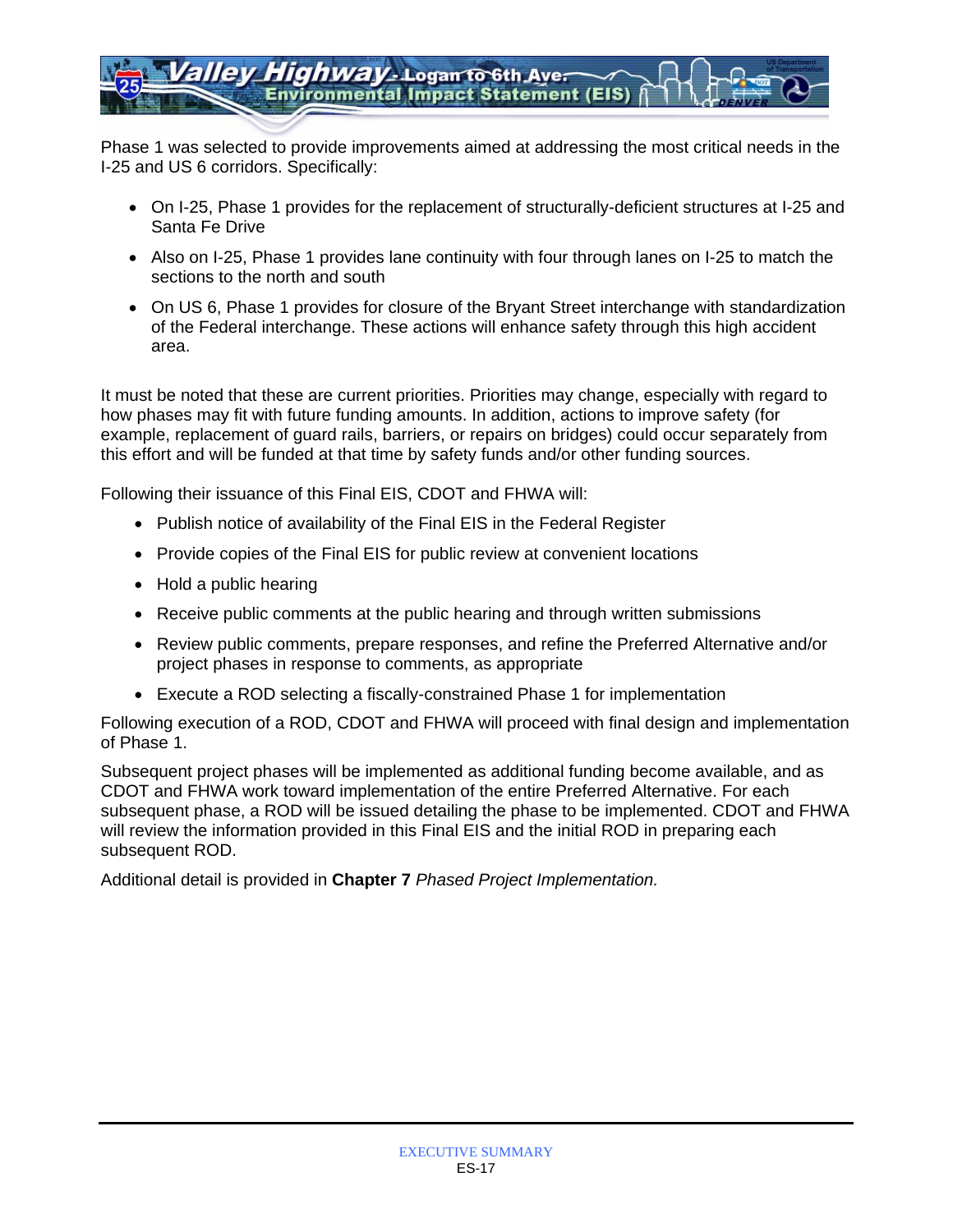Phase 1 was selected to provide improvements aimed at addressing the most critical needs in the I-25 and US 6 corridors. Specifically:

- On I-25, Phase 1 provides for the replacement of structurally-deficient structures at I-25 and Santa Fe Drive
- Also on I-25, Phase 1 provides lane continuity with four through lanes on I-25 to match the sections to the north and south
- On US 6, Phase 1 provides for closure of the Bryant Street interchange with standardization of the Federal interchange. These actions will enhance safety through this high accident area.

It must be noted that these are current priorities. Priorities may change, especially with regard to how phases may fit with future funding amounts. In addition, actions to improve safety (for example, replacement of guard rails, barriers, or repairs on bridges) could occur separately from this effort and will be funded at that time by safety funds and/or other funding sources.

Following their issuance of this Final EIS, CDOT and FHWA will:

- Publish notice of availability of the Final EIS in the Federal Register
- Provide copies of the Final EIS for public review at convenient locations
- Hold a public hearing
- Receive public comments at the public hearing and through written submissions
- Review public comments, prepare responses, and refine the Preferred Alternative and/or project phases in response to comments, as appropriate
- Execute a ROD selecting a fiscally-constrained Phase 1 for implementation

Following execution of a ROD, CDOT and FHWA will proceed with final design and implementation of Phase 1.

Subsequent project phases will be implemented as additional funding become available, and as CDOT and FHWA work toward implementation of the entire Preferred Alternative. For each subsequent phase, a ROD will be issued detailing the phase to be implemented. CDOT and FHWA will review the information provided in this Final EIS and the initial ROD in preparing each subsequent ROD.

Additional detail is provided in **Chapter 7** *Phased Project Implementation.*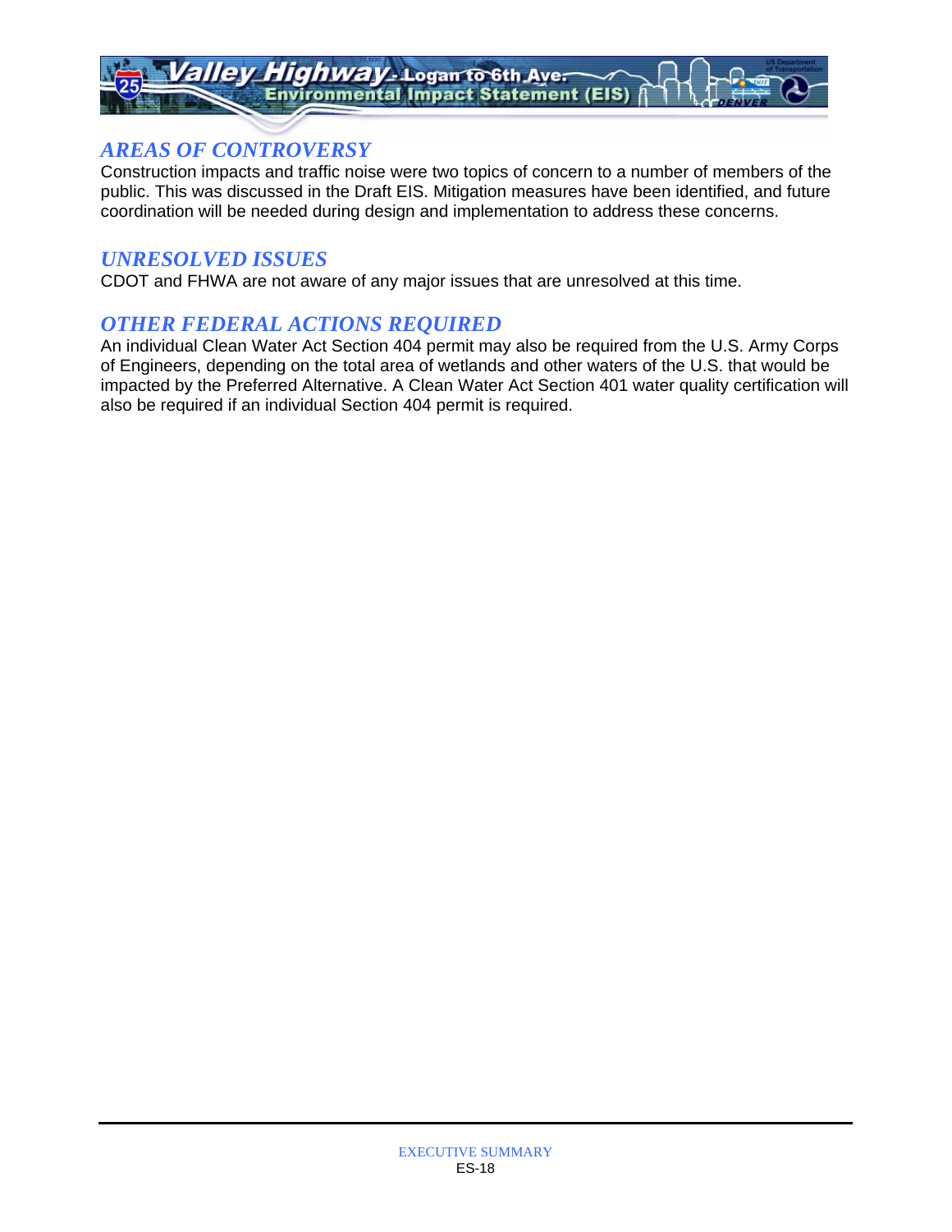## AREAS OF CONTROVERSY

Construction impacts and traffic noise were two topics of concern to a number of members of the public. This was discussed in the Draft EIS. Mitigation measures have been identified, and future coordination will be needed during design and implementation to address these concerns.

## UNRESOLVED ISSUES

CDOT and FHWA are not aware of any major issues that are unresolved at this time.

## OTHER FEDERAL ACTIONS REQUIRED

An individual Clean Water Act Section 404 permit may also be required from the U.S. Army Corps of Engineers, depending on the total area of wetlands and other waters of the U.S. that would be impacted by the Preferred Alternative. A Clean Water Act Section 401 water quality certification will also be required if an individual Section 404 permit is required.